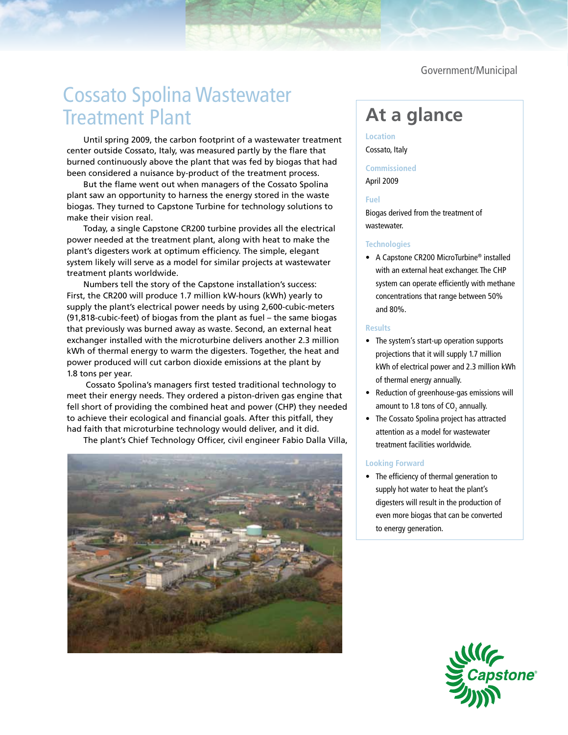Government/Municipal

# Cossato Spolina Wastewater Treatment Plant

Until spring 2009, the carbon footprint of a wastewater treatment center outside Cossato, Italy, was measured partly by the flare that burned continuously above the plant that was fed by biogas that had been considered a nuisance by-product of the treatment process.

But the flame went out when managers of the Cossato Spolina plant saw an opportunity to harness the energy stored in the waste biogas. They turned to Capstone Turbine for technology solutions to make their vision real.

Today, a single Capstone CR200 turbine provides all the electrical power needed at the treatment plant, along with heat to make the plant's digesters work at optimum efficiency. The simple, elegant system likely will serve as a model for similar projects at wastewater treatment plants worldwide.

Numbers tell the story of the Capstone installation's success: First, the CR200 will produce 1.7 million kW-hours (kWh) yearly to supply the plant's electrical power needs by using 2,600-cubic-meters (91,818-cubic-feet) of biogas from the plant as fuel – the same biogas that previously was burned away as waste. Second, an external heat exchanger installed with the microturbine delivers another 2.3 million kWh of thermal energy to warm the digesters. Together, the heat and power produced will cut carbon dioxide emissions at the plant by 1.8 tons per year.

Cossato Spolina's managers first tested traditional technology to meet their energy needs. They ordered a piston-driven gas engine that fell short of providing the combined heat and power (CHP) they needed to achieve their ecological and financial goals. After this pitfall, they had faith that microturbine technology would deliver, and it did.

The plant's Chief Technology Officer, civil engineer Fabio Dalla Villa,

## At a glance

**Location**

Cossato, Italy

**Commissioned**

April 2009

**Fuel**

Biogas derived from the treatment of wastewater.

**Technologies**

- A Capstone CR200 MicroTurbine® installed with an external heat exchanger. The CHP system can operate efficiently with methane concentrations that range between 50% and 80%.

**Results**

- The system's start-up operation supports projections that it will supply 1.7 million kWh of electrical power and 2.3 million kWh of thermal energy annually.
- Reduction of greenhouse-gas emissions will amount to 1.8 tons of $CO_2$ annually.
- The Cossato Spolina project has attracted attention as a model for wastewater treatment facilities worldwide.

**Looking Forward**

- The efficiency of thermal generation to supply hot water to heat the plant's digesters will result in the production of even more biogas that can be converted to energy generation.

Capstone®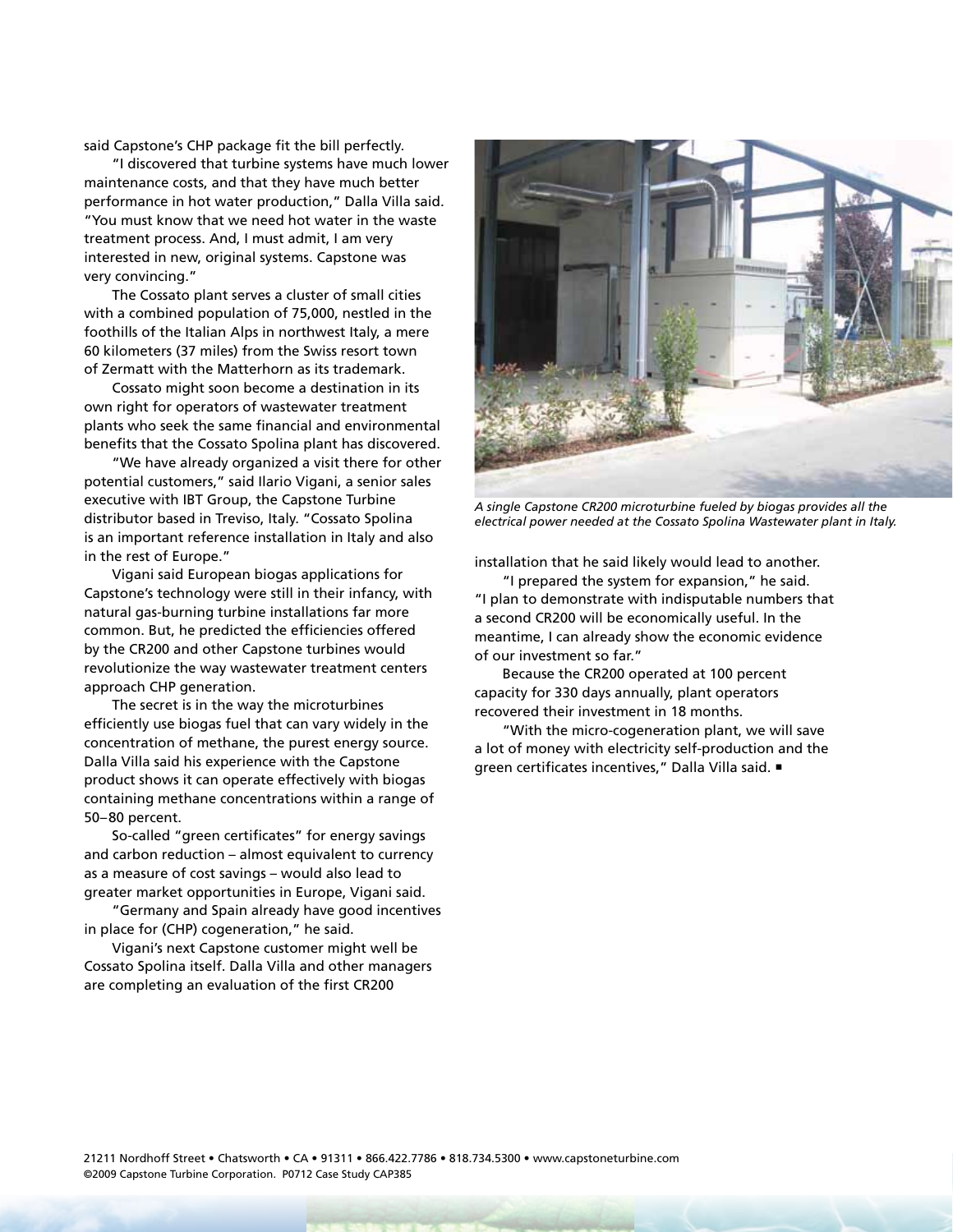said Capstone's CHP package fit the bill perfectly.

"I discovered that turbine systems have much lower maintenance costs, and that they have much better performance in hot water production," Dalla Villa said. "You must know that we need hot water in the waste treatment process. And, I must admit, I am very interested in new, original systems. Capstone was very convincing."

The Cossato plant serves a cluster of small cities with a combined population of 75,000, nestled in the foothills of the Italian Alps in northwest Italy, a mere 60 kilometers (37 miles) from the Swiss resort town of Zermatt with the Matterhorn as its trademark.

Cossato might soon become a destination in its own right for operators of wastewater treatment plants who seek the same financial and environmental benefits that the Cossato Spolina plant has discovered.

"We have already organized a visit there for other potential customers," said Ilario Vigani, a senior sales executive with IBT Group, the Capstone Turbine distributor based in Treviso, Italy. "Cossato Spolina is an important reference installation in Italy and also in the rest of Europe."

Vigani said European biogas applications for Capstone's technology were still in their infancy, with natural gas-burning turbine installations far more common. But, he predicted the efficiencies offered by the CR200 and other Capstone turbines would revolutionize the way wastewater treatment centers approach CHP generation.

The secret is in the way the microturbines efficiently use biogas fuel that can vary widely in the concentration of methane, the purest energy source. Dalla Villa said his experience with the Capstone product shows it can operate effectively with biogas containing methane concentrations within a range of 50–80 percent.

So-called "green certificates" for energy savings and carbon reduction – almost equivalent to currency as a measure of cost savings – would also lead to greater market opportunities in Europe, Vigani said.

"Germany and Spain already have good incentives in place for (CHP) cogeneration," he said.

Vigani's next Capstone customer might well be Cossato Spolina itself. Dalla Villa and other managers are completing an evaluation of the first CR200 installation that he said likely would lead to another.

*A single Capstone CR200 microturbine fueled by biogas provides all the electrical power needed at the Cossato Spolina Wastewater plant in Italy.*

"I prepared the system for expansion," he said. "I plan to demonstrate with indisputable numbers that a second CR200 will be economically useful. In the meantime, I can already show the economic evidence of our investment so far."

Because the CR200 operated at 100 percent capacity for 330 days annually, plant operators recovered their investment in 18 months.

"With the micro-cogeneration plant, we will save a lot of money with electricity self-production and the green certificates incentives," Dalla Villa said. ■

21211 Nordhoff Street • Chatsworth • CA • 91311 • 866.422.7786 • 818.734.5300 • www.capstoneturbine.com
©2009 Capstone Turbine Corporation. P0712 Case Study CAP385